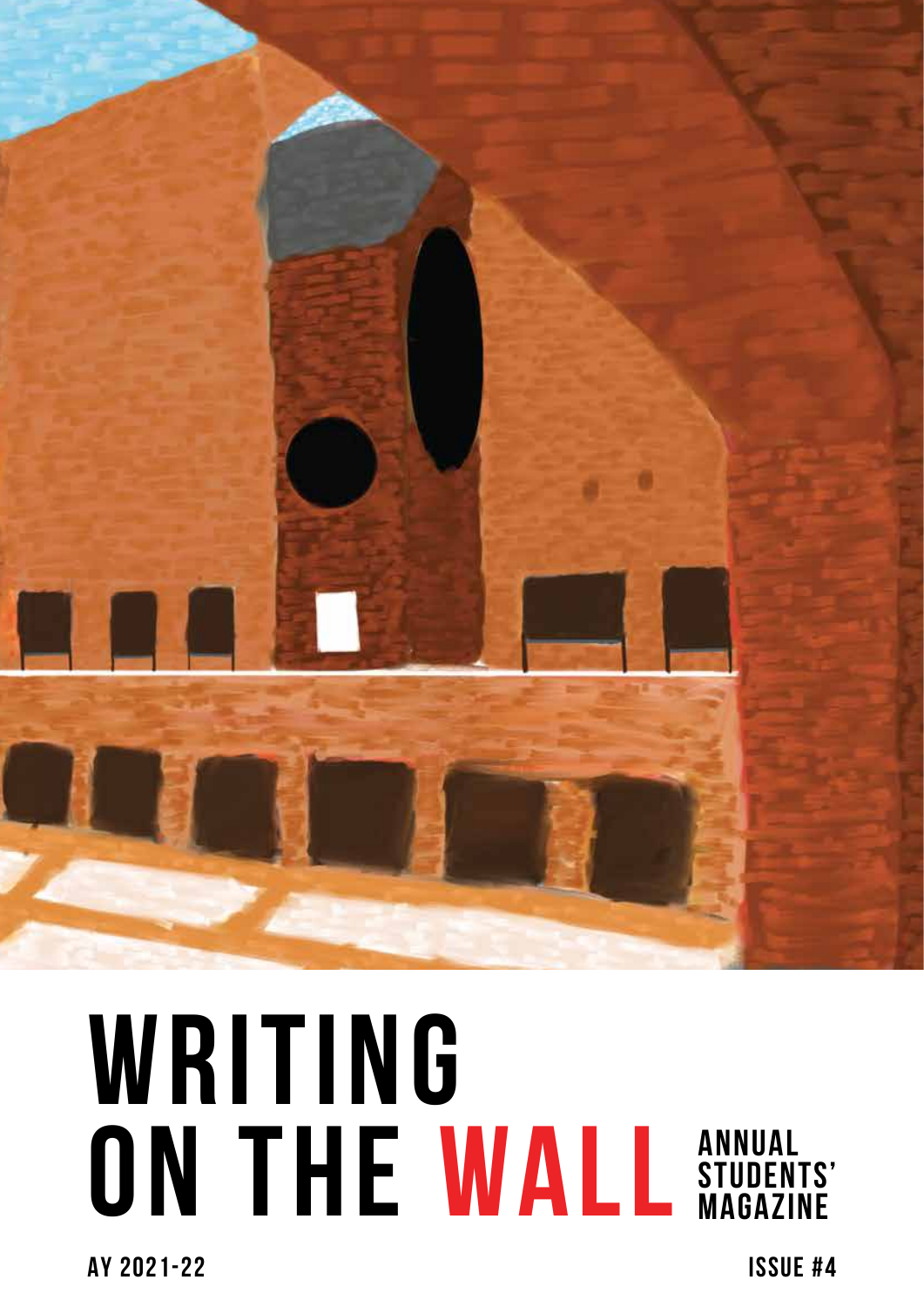# WRITING ON THE WALL

ANNUAL STUDENTS' MAGAZINE

AY 2021-22

ISSUE #4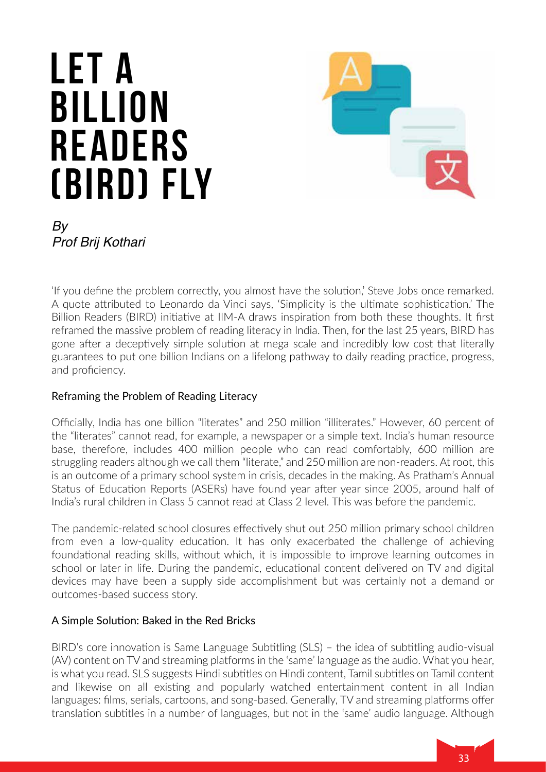# LET A BILLION READERS (BIRD) FLY

*By*
*Prof Brij Kothari*

'If you define the problem correctly, you almost have the solution,' Steve Jobs once remarked. A quote attributed to Leonardo da Vinci says, 'Simplicity is the ultimate sophistication.' The Billion Readers (BIRD) initiative at IIM-A draws inspiration from both these thoughts. It first reframed the massive problem of reading literacy in India. Then, for the last 25 years, BIRD has gone after a deceptively simple solution at mega scale and incredibly low cost that literally guarantees to put one billion Indians on a lifelong pathway to daily reading practice, progress, and proficiency.

## Reframing the Problem of Reading Literacy

Officially, India has one billion "literates" and 250 million "illiterates." However, 60 percent of the "literates" cannot read, for example, a newspaper or a simple text. India's human resource base, therefore, includes 400 million people who can read comfortably, 600 million are struggling readers although we call them "literate," and 250 million are non-readers. At root, this is an outcome of a primary school system in crisis, decades in the making. As Pratham's Annual Status of Education Reports (ASERs) have found year after year since 2005, around half of India's rural children in Class 5 cannot read at Class 2 level. This was before the pandemic.

The pandemic-related school closures effectively shut out 250 million primary school children from even a low-quality education. It has only exacerbated the challenge of achieving foundational reading skills, without which, it is impossible to improve learning outcomes in school or later in life. During the pandemic, educational content delivered on TV and digital devices may have been a supply side accomplishment but was certainly not a demand or outcomes-based success story.

## A Simple Solution: Baked in the Red Bricks

BIRD's core innovation is Same Language Subtitling (SLS) – the idea of subtitling audio-visual (AV) content on TV and streaming platforms in the 'same' language as the audio. What you hear, is what you read. SLS suggests Hindi subtitles on Hindi content, Tamil subtitles on Tamil content and likewise on all existing and popularly watched entertainment content in all Indian languages: films, serials, cartoons, and song-based. Generally, TV and streaming platforms offer translation subtitles in a number of languages, but not in the 'same' audio language. Although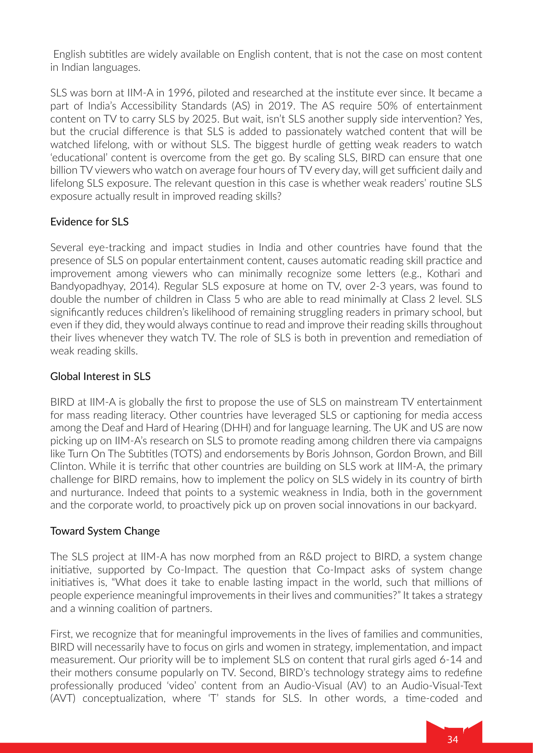English subtitles are widely available on English content, that is not the case on most content in Indian languages.

SLS was born at IIM-A in 1996, piloted and researched at the institute ever since. It became a part of India's Accessibility Standards (AS) in 2019. The AS require 50% of entertainment content on TV to carry SLS by 2025. But wait, isn't SLS another supply side intervention? Yes, but the crucial difference is that SLS is added to passionately watched content that will be watched lifelong, with or without SLS. The biggest hurdle of getting weak readers to watch 'educational' content is overcome from the get go. By scaling SLS, BIRD can ensure that one billion TV viewers who watch on average four hours of TV every day, will get sufficient daily and lifelong SLS exposure. The relevant question in this case is whether weak readers' routine SLS exposure actually result in improved reading skills?

## Evidence for SLS

Several eye-tracking and impact studies in India and other countries have found that the presence of SLS on popular entertainment content, causes automatic reading skill practice and improvement among viewers who can minimally recognize some letters (e.g., Kothari and Bandyopadhyay, 2014). Regular SLS exposure at home on TV, over 2-3 years, was found to double the number of children in Class 5 who are able to read minimally at Class 2 level. SLS significantly reduces children's likelihood of remaining struggling readers in primary school, but even if they did, they would always continue to read and improve their reading skills throughout their lives whenever they watch TV. The role of SLS is both in prevention and remediation of weak reading skills.

## Global Interest in SLS

BIRD at IIM-A is globally the first to propose the use of SLS on mainstream TV entertainment for mass reading literacy. Other countries have leveraged SLS or captioning for media access among the Deaf and Hard of Hearing (DHH) and for language learning. The UK and US are now picking up on IIM-A's research on SLS to promote reading among children there via campaigns like Turn On The Subtitles (TOTS) and endorsements by Boris Johnson, Gordon Brown, and Bill Clinton. While it is terrific that other countries are building on SLS work at IIM-A, the primary challenge for BIRD remains, how to implement the policy on SLS widely in its country of birth and nurturance. Indeed that points to a systemic weakness in India, both in the government and the corporate world, to proactively pick up on proven social innovations in our backyard.

## Toward System Change

The SLS project at IIM-A has now morphed from an R&D project to BIRD, a system change initiative, supported by Co-Impact. The question that Co-Impact asks of system change initiatives is, "What does it take to enable lasting impact in the world, such that millions of people experience meaningful improvements in their lives and communities?" It takes a strategy and a winning coalition of partners.

First, we recognize that for meaningful improvements in the lives of families and communities, BIRD will necessarily have to focus on girls and women in strategy, implementation, and impact measurement. Our priority will be to implement SLS on content that rural girls aged 6-14 and their mothers consume popularly on TV. Second, BIRD's technology strategy aims to redefine professionally produced 'video' content from an Audio-Visual (AV) to an Audio-Visual-Text (AVT) conceptualization, where 'T' stands for SLS. In other words, a time-coded and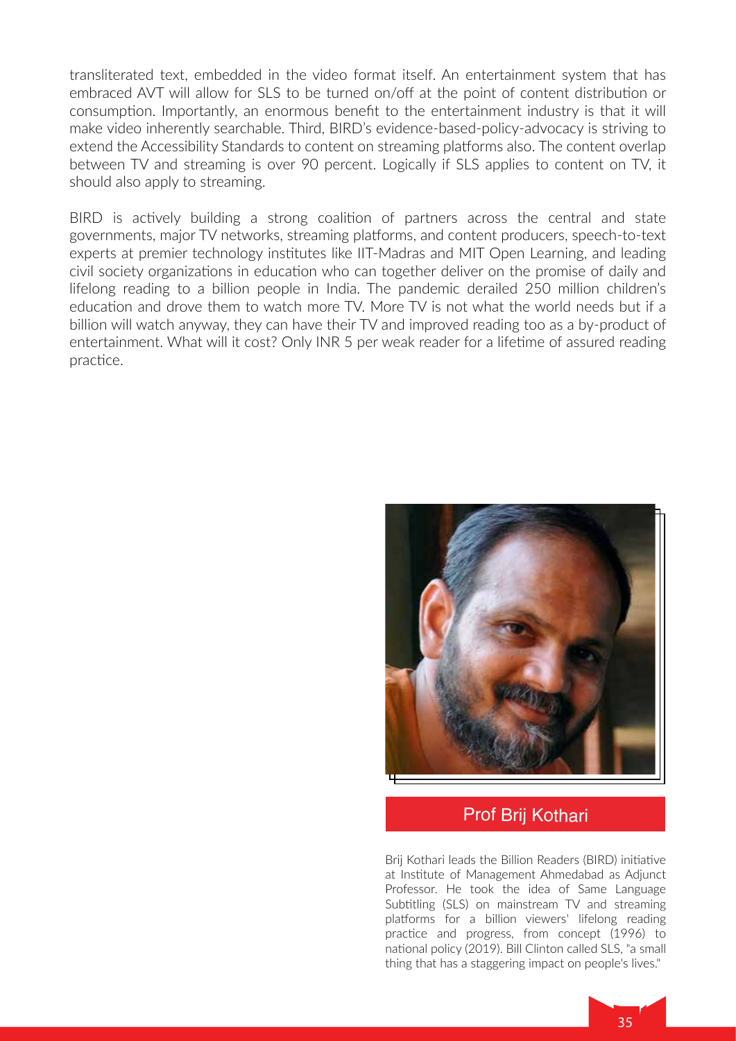transliterated text, embedded in the video format itself. An entertainment system that has embraced AVT will allow for SLS to be turned on/off at the point of content distribution or consumption. Importantly, an enormous benefit to the entertainment industry is that it will make video inherently searchable. Third, BIRD's evidence-based-policy-advocacy is striving to extend the Accessibility Standards to content on streaming platforms also. The content overlap between TV and streaming is over 90 percent. Logically if SLS applies to content on TV, it should also apply to streaming.

BIRD is actively building a strong coalition of partners across the central and state governments, major TV networks, streaming platforms, and content producers, speech-to-text experts at premier technology institutes like IIT-Madras and MIT Open Learning, and leading civil society organizations in education who can together deliver on the promise of daily and lifelong reading to a billion people in India. The pandemic derailed 250 million children's education and drove them to watch more TV. More TV is not what the world needs but if a billion will watch anyway, they can have their TV and improved reading too as a by-product of entertainment. What will it cost? Only INR 5 per weak reader for a lifetime of assured reading practice.

## Prof Brij Kothari

Brij Kothari leads the Billion Readers (BIRD) initiative at Institute of Management Ahmedabad as Adjunct Professor. He took the idea of Same Language Subtitling (SLS) on mainstream TV and streaming platforms for a billion viewers' lifelong reading practice and progress, from concept (1996) to national policy (2019). Bill Clinton called SLS, "a small thing that has a staggering impact on people's lives."